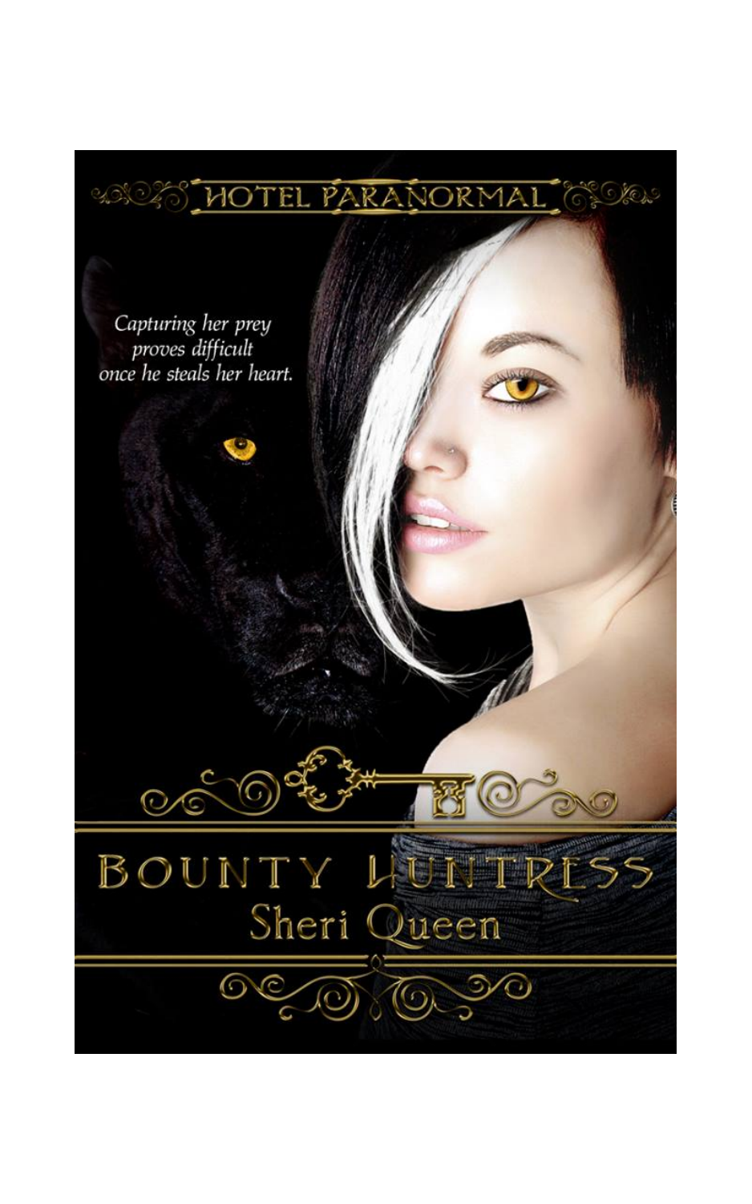HOTEL PARANORMAL

*Capturing her prey proves difficult once he steals her heart.*

# BOUNTY HUNTRESS

## Sheri Queen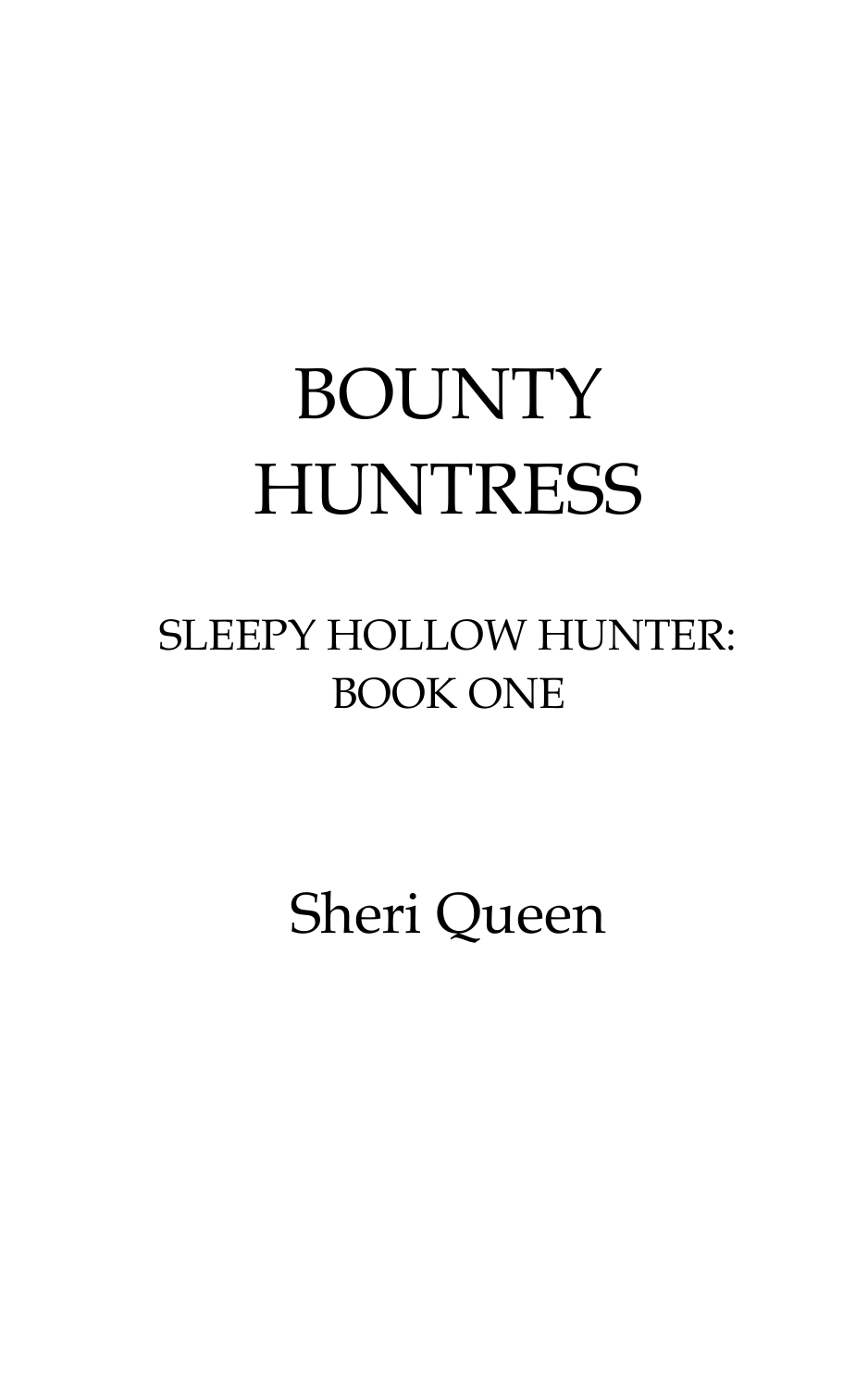# BOUNTY HUNTRESS

## SLEEPY HOLLOW HUNTER: BOOK ONE

Sheri Queen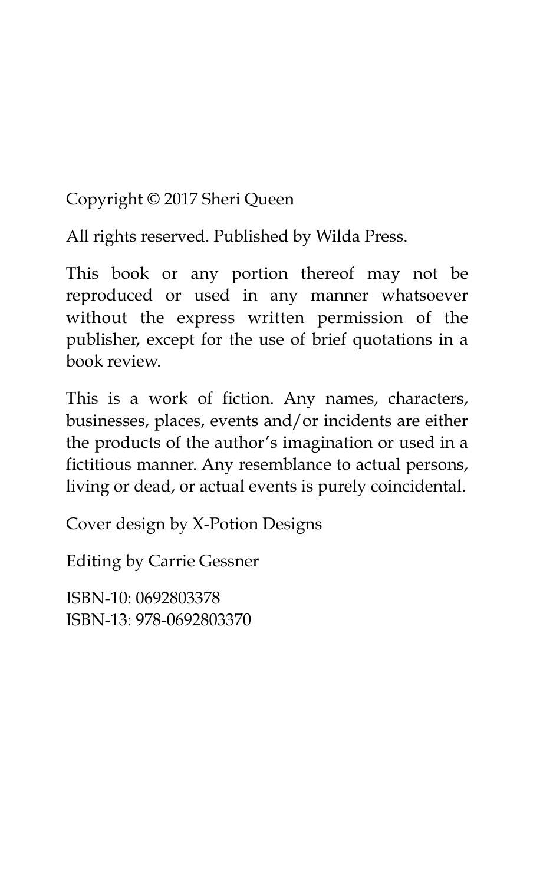Copyright © 2017 Sheri Queen

All rights reserved. Published by Wilda Press.

This book or any portion thereof may not be reproduced or used in any manner whatsoever without the express written permission of the publisher, except for the use of brief quotations in a book review.

This is a work of fiction. Any names, characters, businesses, places, events and/or incidents are either the products of the author's imagination or used in a fictitious manner. Any resemblance to actual persons, living or dead, or actual events is purely coincidental.

Cover design by X-Potion Designs

Editing by Carrie Gessner

ISBN-10: 0692803378  
ISBN-13: 978-0692803370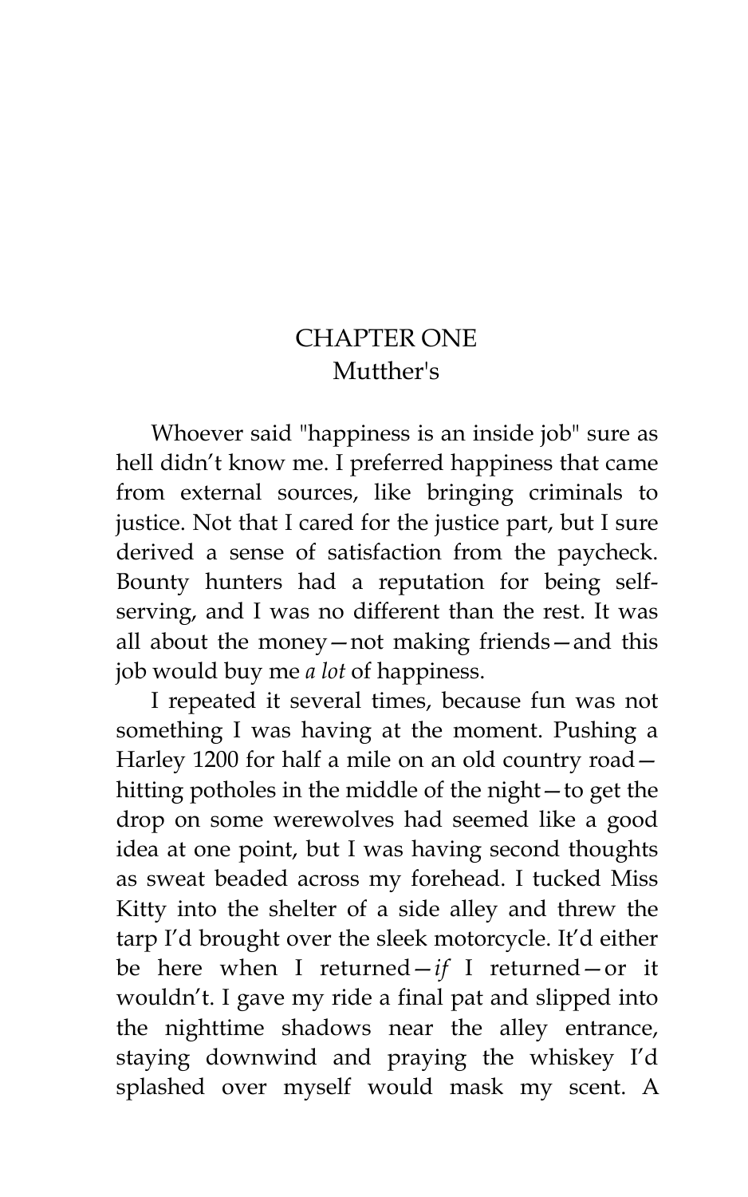# CHAPTER ONE
## Mutther's

Whoever said "happiness is an inside job" sure as hell didn't know me. I preferred happiness that came from external sources, like bringing criminals to justice. Not that I cared for the justice part, but I sure derived a sense of satisfaction from the paycheck. Bounty hunters had a reputation for being self-serving, and I was no different than the rest. It was all about the money—not making friends—and this job would buy me *a lot* of happiness.

I repeated it several times, because fun was not something I was having at the moment. Pushing a Harley 1200 for half a mile on an old country road—hitting potholes in the middle of the night—to get the drop on some werewolves had seemed like a good idea at one point, but I was having second thoughts as sweat beaded across my forehead. I tucked Miss Kitty into the shelter of a side alley and threw the tarp I'd brought over the sleek motorcycle. It'd either be here when I returned—*if* I returned—or it wouldn't. I gave my ride a final pat and slipped into the nighttime shadows near the alley entrance, staying downwind and praying the whiskey I'd splashed over myself would mask my scent. A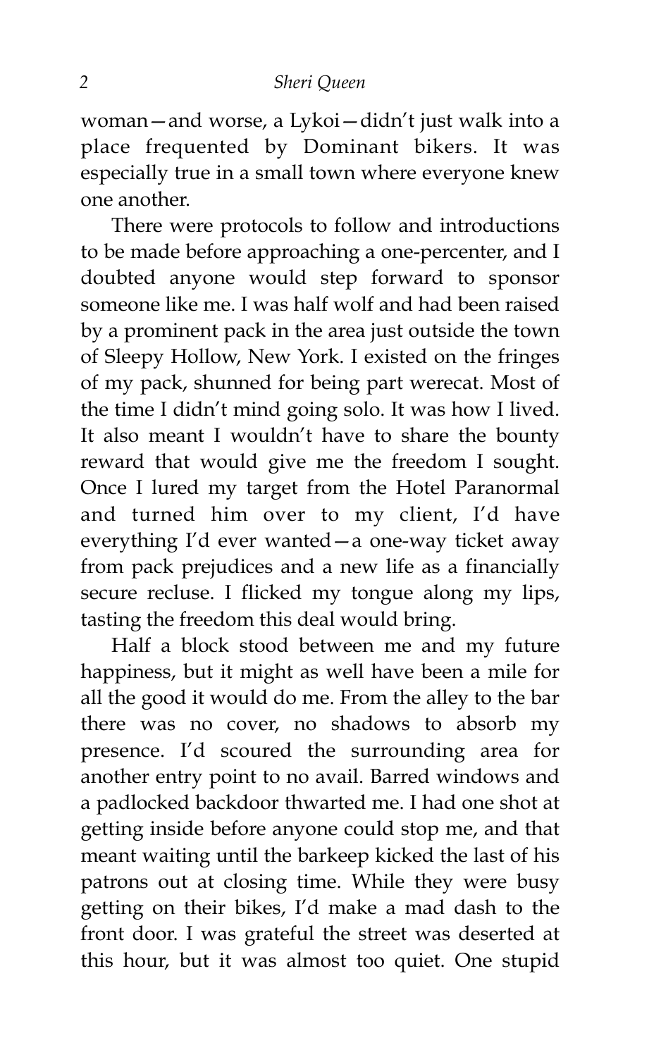woman—and worse, a Lykoi—didn't just walk into a place frequented by Dominant bikers. It was especially true in a small town where everyone knew one another.

There were protocols to follow and introductions to be made before approaching a one-percenter, and I doubted anyone would step forward to sponsor someone like me. I was half wolf and had been raised by a prominent pack in the area just outside the town of Sleepy Hollow, New York. I existed on the fringes of my pack, shunned for being part werecat. Most of the time I didn't mind going solo. It was how I lived. It also meant I wouldn't have to share the bounty reward that would give me the freedom I sought. Once I lured my target from the Hotel Paranormal and turned him over to my client, I'd have everything I'd ever wanted—a one-way ticket away from pack prejudices and a new life as a financially secure recluse. I flicked my tongue along my lips, tasting the freedom this deal would bring.

Half a block stood between me and my future happiness, but it might as well have been a mile for all the good it would do me. From the alley to the bar there was no cover, no shadows to absorb my presence. I'd scoured the surrounding area for another entry point to no avail. Barred windows and a padlocked backdoor thwarted me. I had one shot at getting inside before anyone could stop me, and that meant waiting until the barkeep kicked the last of his patrons out at closing time. While they were busy getting on their bikes, I'd make a mad dash to the front door. I was grateful the street was deserted at this hour, but it was almost too quiet. One stupid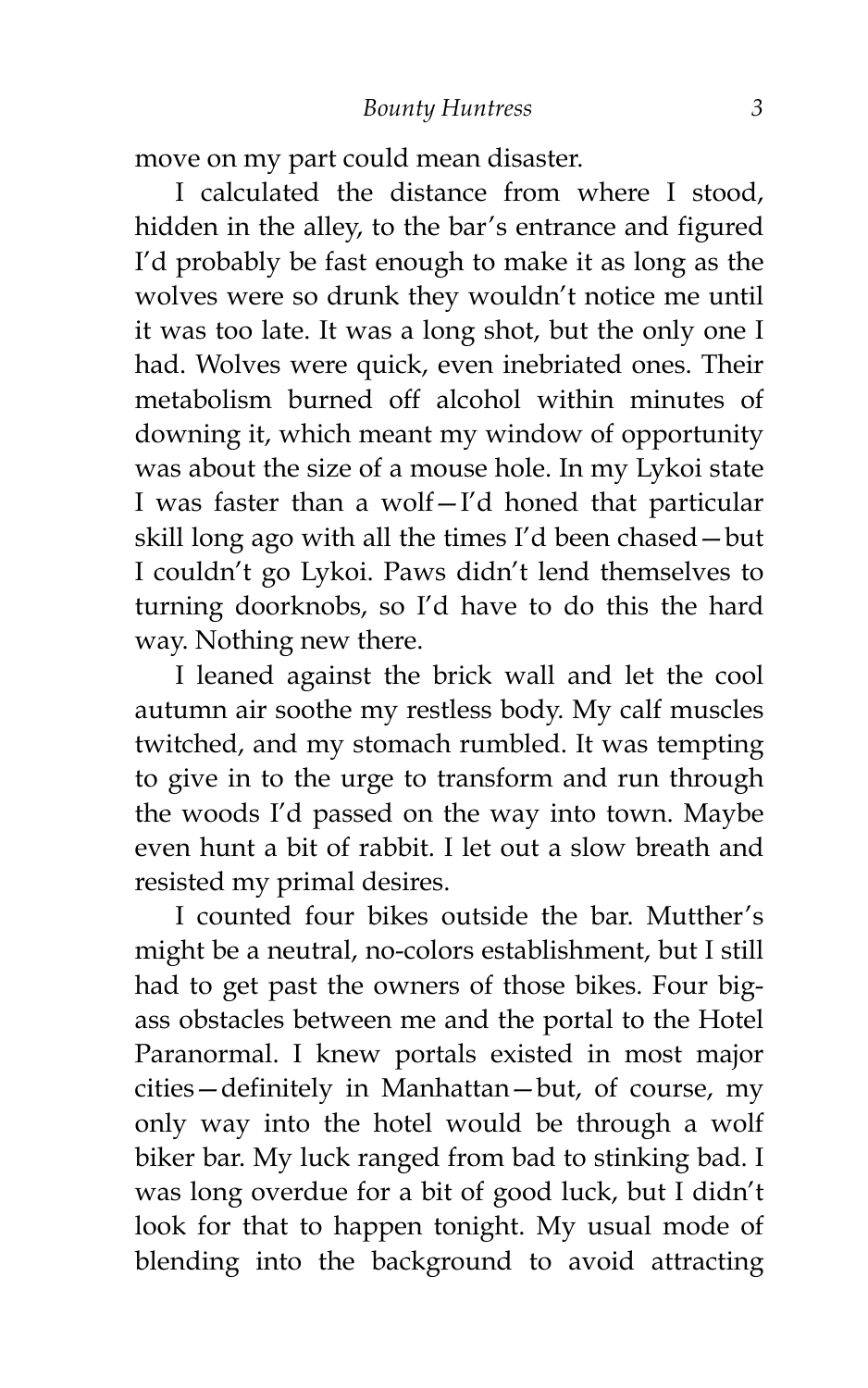move on my part could mean disaster.

I calculated the distance from where I stood, hidden in the alley, to the bar's entrance and figured I'd probably be fast enough to make it as long as the wolves were so drunk they wouldn't notice me until it was too late. It was a long shot, but the only one I had. Wolves were quick, even inebriated ones. Their metabolism burned off alcohol within minutes of downing it, which meant my window of opportunity was about the size of a mouse hole. In my Lykoi state I was faster than a wolf—I'd honed that particular skill long ago with all the times I'd been chased—but I couldn't go Lykoi. Paws didn't lend themselves to turning doorknobs, so I'd have to do this the hard way. Nothing new there.

I leaned against the brick wall and let the cool autumn air soothe my restless body. My calf muscles twitched, and my stomach rumbled. It was tempting to give in to the urge to transform and run through the woods I'd passed on the way into town. Maybe even hunt a bit of rabbit. I let out a slow breath and resisted my primal desires.

I counted four bikes outside the bar. Mutther's might be a neutral, no-colors establishment, but I still had to get past the owners of those bikes. Four big-ass obstacles between me and the portal to the Hotel Paranormal. I knew portals existed in most major cities—definitely in Manhattan—but, of course, my only way into the hotel would be through a wolf biker bar. My luck ranged from bad to stinking bad. I was long overdue for a bit of good luck, but I didn't look for that to happen tonight. My usual mode of blending into the background to avoid attracting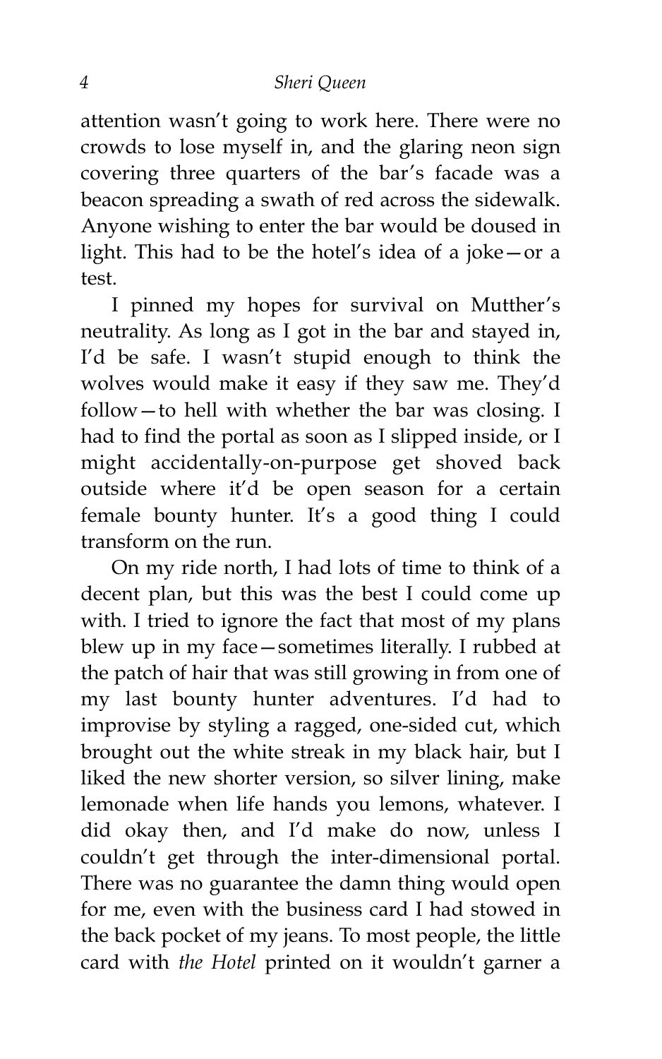attention wasn't going to work here. There were no crowds to lose myself in, and the glaring neon sign covering three quarters of the bar's facade was a beacon spreading a swath of red across the sidewalk. Anyone wishing to enter the bar would be doused in light. This had to be the hotel's idea of a joke—or a test.

I pinned my hopes for survival on Mutther's neutrality. As long as I got in the bar and stayed in, I'd be safe. I wasn't stupid enough to think the wolves would make it easy if they saw me. They'd follow—to hell with whether the bar was closing. I had to find the portal as soon as I slipped inside, or I might accidentally-on-purpose get shoved back outside where it'd be open season for a certain female bounty hunter. It's a good thing I could transform on the run.

On my ride north, I had lots of time to think of a decent plan, but this was the best I could come up with. I tried to ignore the fact that most of my plans blew up in my face—sometimes literally. I rubbed at the patch of hair that was still growing in from one of my last bounty hunter adventures. I'd had to improvise by styling a ragged, one-sided cut, which brought out the white streak in my black hair, but I liked the new shorter version, so silver lining, make lemonade when life hands you lemons, whatever. I did okay then, and I'd make do now, unless I couldn't get through the inter-dimensional portal. There was no guarantee the damn thing would open for me, even with the business card I had stowed in the back pocket of my jeans. To most people, the little card with *the Hotel* printed on it wouldn't garner a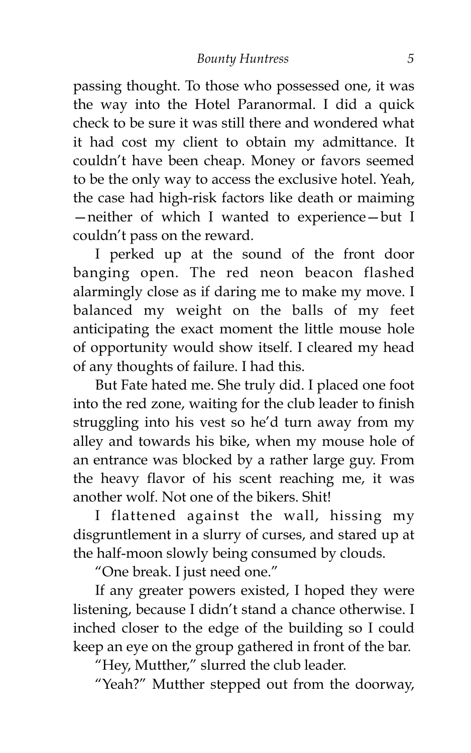passing thought. To those who possessed one, it was the way into the Hotel Paranormal. I did a quick check to be sure it was still there and wondered what it had cost my client to obtain my admittance. It couldn't have been cheap. Money or favors seemed to be the only way to access the exclusive hotel. Yeah, the case had high-risk factors like death or maiming—neither of which I wanted to experience—but I couldn't pass on the reward.

I perked up at the sound of the front door banging open. The red neon beacon flashed alarmingly close as if daring me to make my move. I balanced my weight on the balls of my feet anticipating the exact moment the little mouse hole of opportunity would show itself. I cleared my head of any thoughts of failure. I had this.

But Fate hated me. She truly did. I placed one foot into the red zone, waiting for the club leader to finish struggling into his vest so he'd turn away from my alley and towards his bike, when my mouse hole of an entrance was blocked by a rather large guy. From the heavy flavor of his scent reaching me, it was another wolf. Not one of the bikers. Shit!

I flattened against the wall, hissing my disgruntlement in a slurry of curses, and stared up at the half-moon slowly being consumed by clouds.

"One break. I just need one."

If any greater powers existed, I hoped they were listening, because I didn't stand a chance otherwise. I inched closer to the edge of the building so I could keep an eye on the group gathered in front of the bar.

"Hey, Mutther," slurred the club leader.

"Yeah?" Mutther stepped out from the doorway,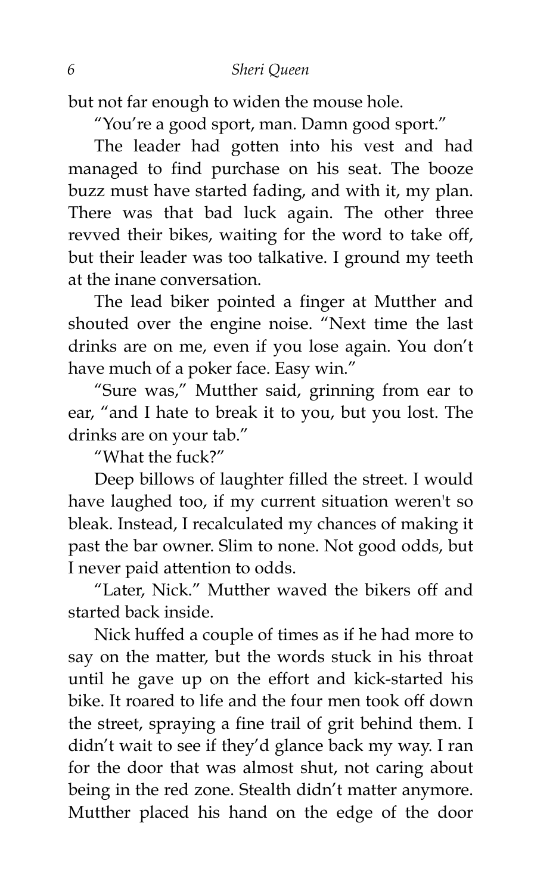but not far enough to widen the mouse hole.

"You're a good sport, man. Damn good sport."

The leader had gotten into his vest and had managed to find purchase on his seat. The booze buzz must have started fading, and with it, my plan. There was that bad luck again. The other three revved their bikes, waiting for the word to take off, but their leader was too talkative. I ground my teeth at the inane conversation.

The lead biker pointed a finger at Mutther and shouted over the engine noise. "Next time the last drinks are on me, even if you lose again. You don't have much of a poker face. Easy win."

"Sure was," Mutther said, grinning from ear to ear, "and I hate to break it to you, but you lost. The drinks are on your tab."

"What the fuck?"

Deep billows of laughter filled the street. I would have laughed too, if my current situation weren't so bleak. Instead, I recalculated my chances of making it past the bar owner. Slim to none. Not good odds, but I never paid attention to odds.

"Later, Nick." Mutther waved the bikers off and started back inside.

Nick huffed a couple of times as if he had more to say on the matter, but the words stuck in his throat until he gave up on the effort and kick-started his bike. It roared to life and the four men took off down the street, spraying a fine trail of grit behind them. I didn't wait to see if they'd glance back my way. I ran for the door that was almost shut, not caring about being in the red zone. Stealth didn't matter anymore. Mutther placed his hand on the edge of the door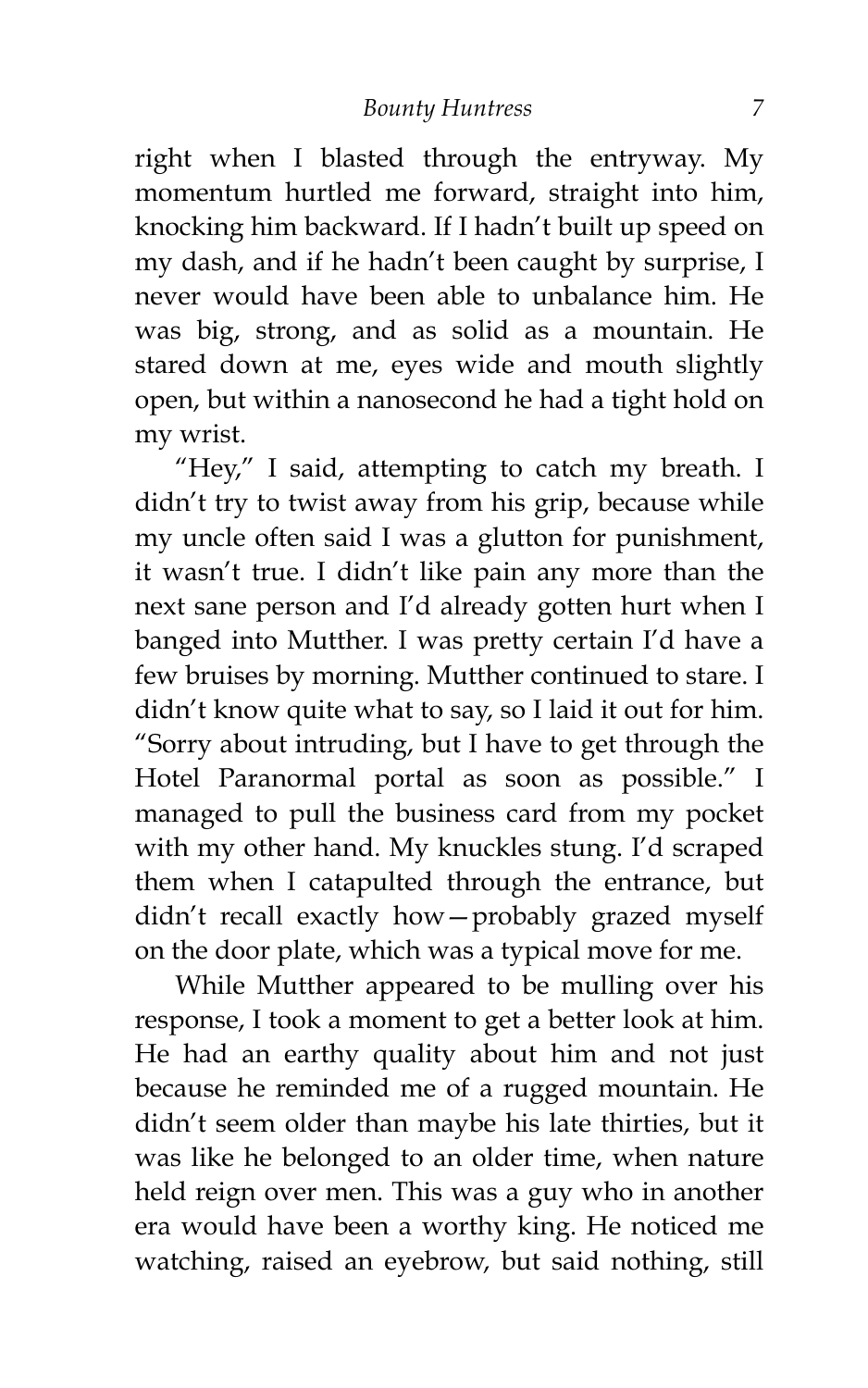right when I blasted through the entryway. My momentum hurtled me forward, straight into him, knocking him backward. If I hadn't built up speed on my dash, and if he hadn't been caught by surprise, I never would have been able to unbalance him. He was big, strong, and as solid as a mountain. He stared down at me, eyes wide and mouth slightly open, but within a nanosecond he had a tight hold on my wrist.

"Hey," I said, attempting to catch my breath. I didn't try to twist away from his grip, because while my uncle often said I was a glutton for punishment, it wasn't true. I didn't like pain any more than the next sane person and I'd already gotten hurt when I banged into Mutther. I was pretty certain I'd have a few bruises by morning. Mutther continued to stare. I didn't know quite what to say, so I laid it out for him. "Sorry about intruding, but I have to get through the Hotel Paranormal portal as soon as possible." I managed to pull the business card from my pocket with my other hand. My knuckles stung. I'd scraped them when I catapulted through the entrance, but didn't recall exactly how—probably grazed myself on the door plate, which was a typical move for me.

While Mutther appeared to be mulling over his response, I took a moment to get a better look at him. He had an earthy quality about him and not just because he reminded me of a rugged mountain. He didn't seem older than maybe his late thirties, but it was like he belonged to an older time, when nature held reign over men. This was a guy who in another era would have been a worthy king. He noticed me watching, raised an eyebrow, but said nothing, still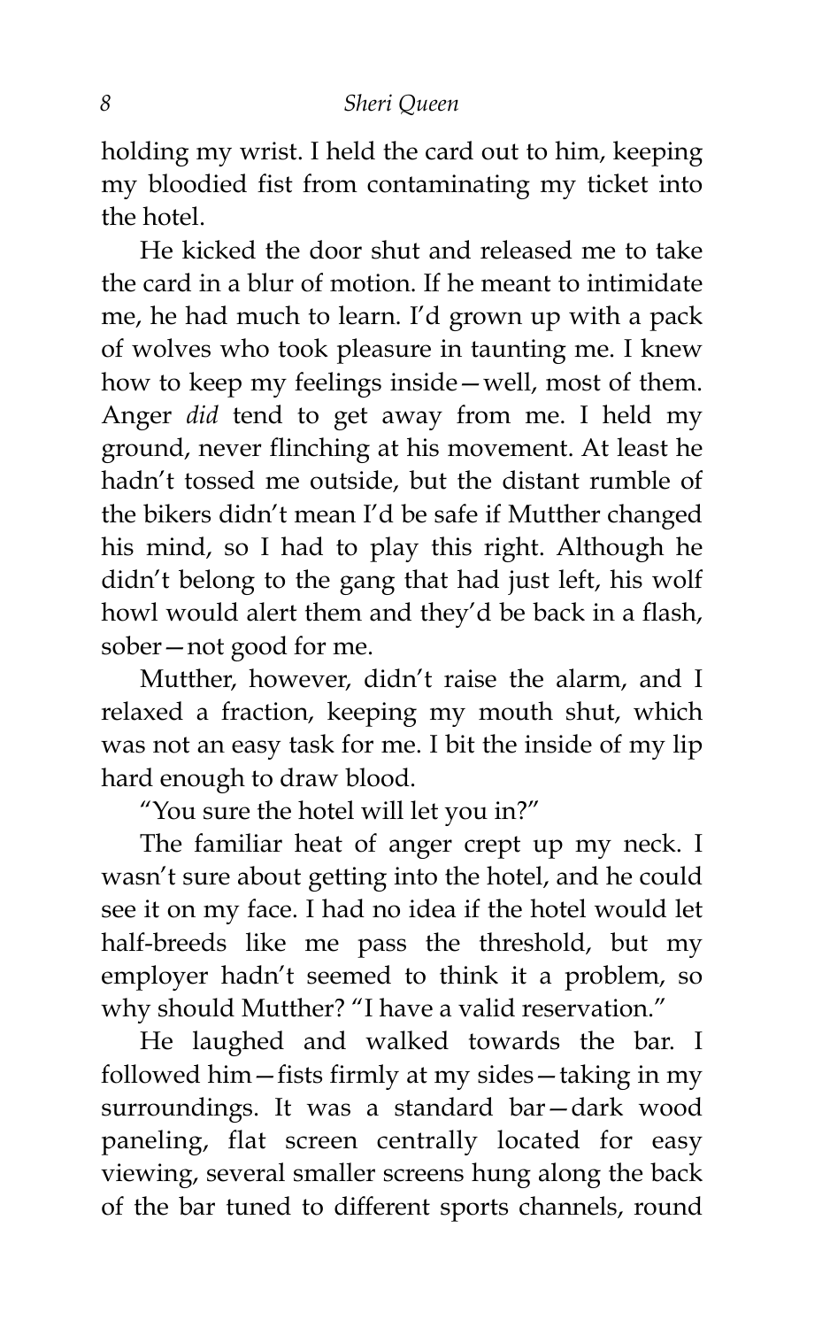holding my wrist. I held the card out to him, keeping my bloodied fist from contaminating my ticket into the hotel.

He kicked the door shut and released me to take the card in a blur of motion. If he meant to intimidate me, he had much to learn. I'd grown up with a pack of wolves who took pleasure in taunting me. I knew how to keep my feelings inside—well, most of them. Anger *did* tend to get away from me. I held my ground, never flinching at his movement. At least he hadn't tossed me outside, but the distant rumble of the bikers didn't mean I'd be safe if Mutther changed his mind, so I had to play this right. Although he didn't belong to the gang that had just left, his wolf howl would alert them and they'd be back in a flash, sober—not good for me.

Mutther, however, didn't raise the alarm, and I relaxed a fraction, keeping my mouth shut, which was not an easy task for me. I bit the inside of my lip hard enough to draw blood.

"You sure the hotel will let you in?"

The familiar heat of anger crept up my neck. I wasn't sure about getting into the hotel, and he could see it on my face. I had no idea if the hotel would let half-breeds like me pass the threshold, but my employer hadn't seemed to think it a problem, so why should Mutther? "I have a valid reservation."

He laughed and walked towards the bar. I followed him—fists firmly at my sides—taking in my surroundings. It was a standard bar—dark wood paneling, flat screen centrally located for easy viewing, several smaller screens hung along the back of the bar tuned to different sports channels, round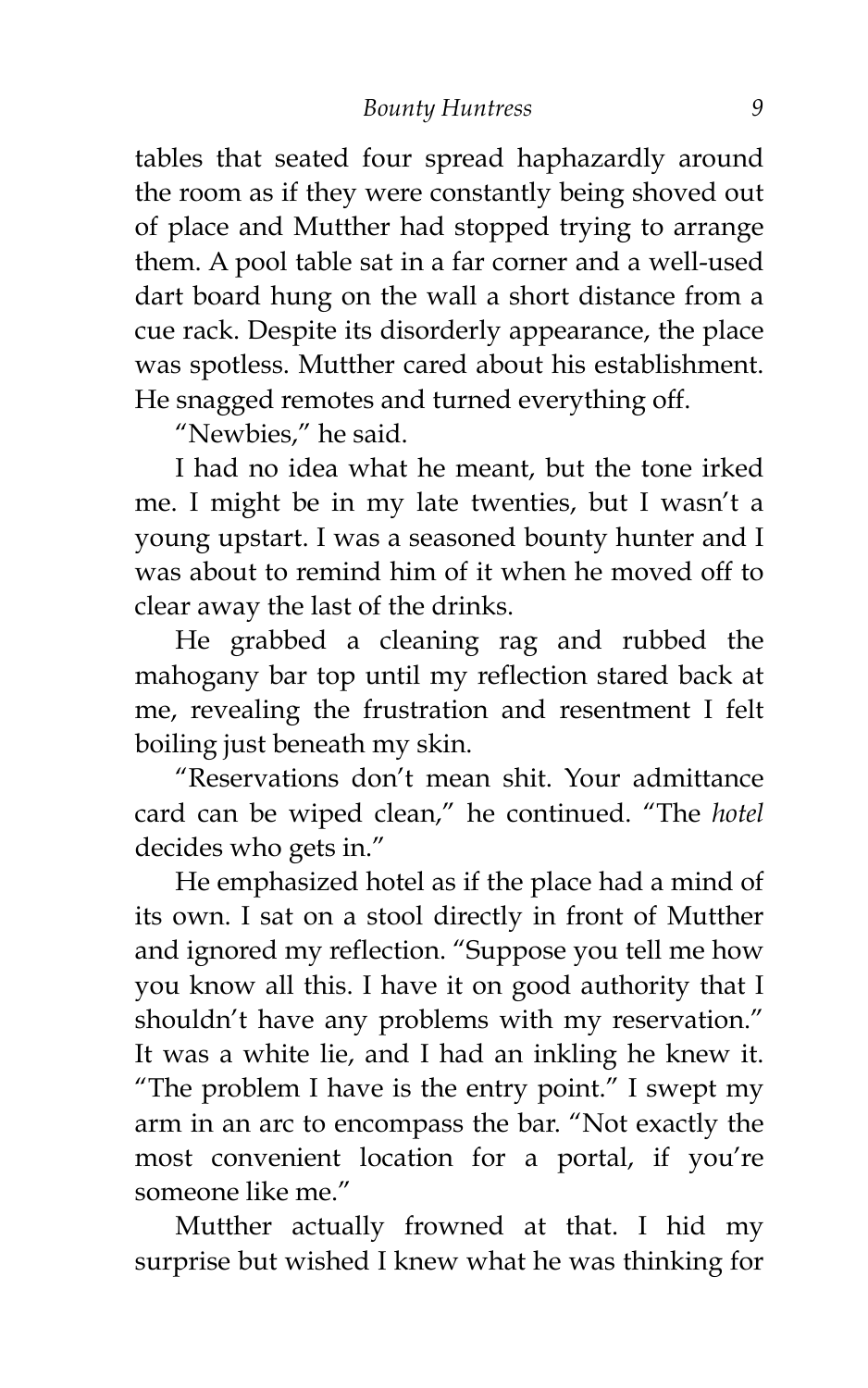tables that seated four spread haphazardly around the room as if they were constantly being shoved out of place and Mutther had stopped trying to arrange them. A pool table sat in a far corner and a well-used dart board hung on the wall a short distance from a cue rack. Despite its disorderly appearance, the place was spotless. Mutther cared about his establishment. He snagged remotes and turned everything off.

"Newbies," he said.

I had no idea what he meant, but the tone irked me. I might be in my late twenties, but I wasn't a young upstart. I was a seasoned bounty hunter and I was about to remind him of it when he moved off to clear away the last of the drinks.

He grabbed a cleaning rag and rubbed the mahogany bar top until my reflection stared back at me, revealing the frustration and resentment I felt boiling just beneath my skin.

"Reservations don't mean shit. Your admittance card can be wiped clean," he continued. "The *hotel* decides who gets in."

He emphasized hotel as if the place had a mind of its own. I sat on a stool directly in front of Mutther and ignored my reflection. "Suppose you tell me how you know all this. I have it on good authority that I shouldn't have any problems with my reservation." It was a white lie, and I had an inkling he knew it. "The problem I have is the entry point." I swept my arm in an arc to encompass the bar. "Not exactly the most convenient location for a portal, if you're someone like me."

Mutther actually frowned at that. I hid my surprise but wished I knew what he was thinking for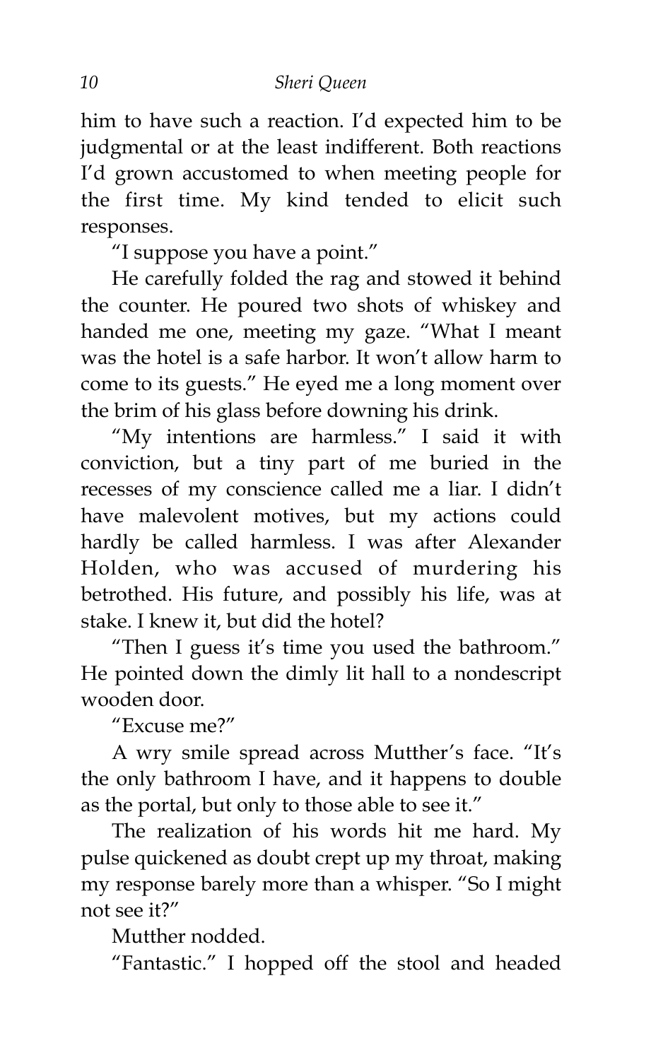him to have such a reaction. I'd expected him to be judgmental or at the least indifferent. Both reactions I'd grown accustomed to when meeting people for the first time. My kind tended to elicit such responses.

"I suppose you have a point."

He carefully folded the rag and stowed it behind the counter. He poured two shots of whiskey and handed me one, meeting my gaze. "What I meant was the hotel is a safe harbor. It won't allow harm to come to its guests." He eyed me a long moment over the brim of his glass before downing his drink.

"My intentions are harmless." I said it with conviction, but a tiny part of me buried in the recesses of my conscience called me a liar. I didn't have malevolent motives, but my actions could hardly be called harmless. I was after Alexander Holden, who was accused of murdering his betrothed. His future, and possibly his life, was at stake. I knew it, but did the hotel?

"Then I guess it's time you used the bathroom." He pointed down the dimly lit hall to a nondescript wooden door.

"Excuse me?"

A wry smile spread across Mutther's face. "It's the only bathroom I have, and it happens to double as the portal, but only to those able to see it."

The realization of his words hit me hard. My pulse quickened as doubt crept up my throat, making my response barely more than a whisper. "So I might not see it?"

Mutther nodded.

"Fantastic." I hopped off the stool and headed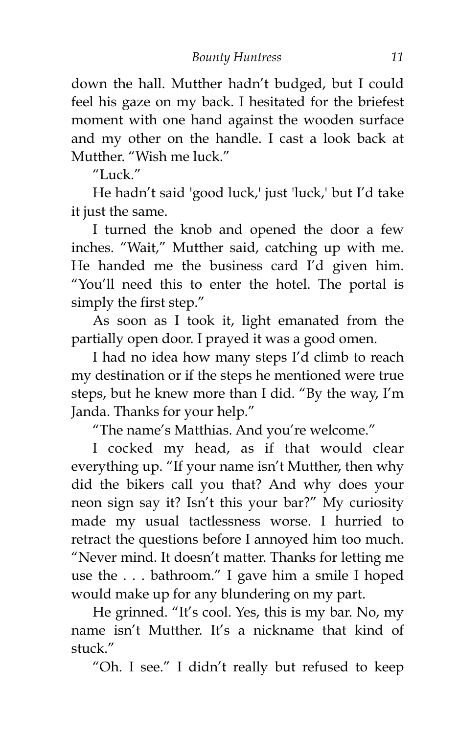down the hall. Mutther hadn't budged, but I could feel his gaze on my back. I hesitated for the briefest moment with one hand against the wooden surface and my other on the handle. I cast a look back at Mutther. "Wish me luck."

"Luck."

He hadn't said 'good luck,' just 'luck,' but I'd take it just the same.

I turned the knob and opened the door a few inches. "Wait," Mutther said, catching up with me. He handed me the business card I'd given him. "You'll need this to enter the hotel. The portal is simply the first step."

As soon as I took it, light emanated from the partially open door. I prayed it was a good omen.

I had no idea how many steps I'd climb to reach my destination or if the steps he mentioned were true steps, but he knew more than I did. "By the way, I'm Janda. Thanks for your help."

"The name's Matthias. And you're welcome."

I cocked my head, as if that would clear everything up. "If your name isn't Mutther, then why did the bikers call you that? And why does your neon sign say it? Isn't this your bar?" My curiosity made my usual tactlessness worse. I hurried to retract the questions before I annoyed him too much. "Never mind. It doesn't matter. Thanks for letting me use the . . . bathroom." I gave him a smile I hoped would make up for any blundering on my part.

He grinned. "It's cool. Yes, this is my bar. No, my name isn't Mutther. It's a nickname that kind of stuck."

"Oh. I see." I didn't really but refused to keep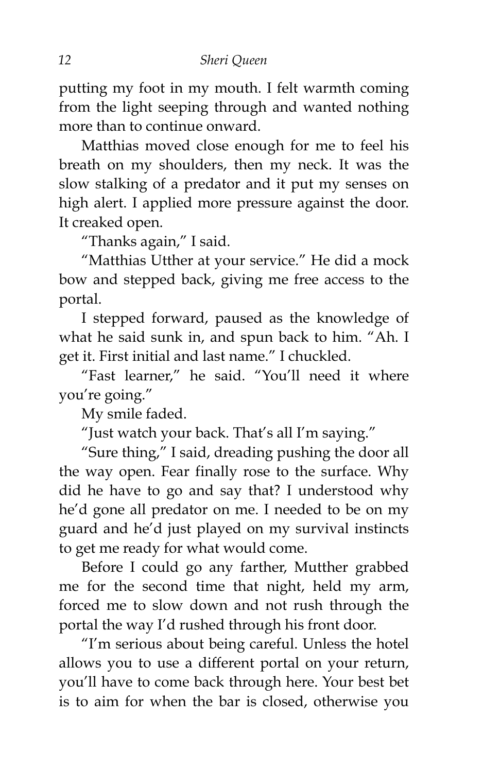putting my foot in my mouth. I felt warmth coming from the light seeping through and wanted nothing more than to continue onward.

Matthias moved close enough for me to feel his breath on my shoulders, then my neck. It was the slow stalking of a predator and it put my senses on high alert. I applied more pressure against the door. It creaked open.

"Thanks again," I said.

"Matthias Utther at your service." He did a mock bow and stepped back, giving me free access to the portal.

I stepped forward, paused as the knowledge of what he said sunk in, and spun back to him. "Ah. I get it. First initial and last name." I chuckled.

"Fast learner," he said. "You'll need it where you're going."

My smile faded.

"Just watch your back. That's all I'm saying."

"Sure thing," I said, dreading pushing the door all the way open. Fear finally rose to the surface. Why did he have to go and say that? I understood why he'd gone all predator on me. I needed to be on my guard and he'd just played on my survival instincts to get me ready for what would come.

Before I could go any farther, Mutther grabbed me for the second time that night, held my arm, forced me to slow down and not rush through the portal the way I'd rushed through his front door.

"I'm serious about being careful. Unless the hotel allows you to use a different portal on your return, you'll have to come back through here. Your best bet is to aim for when the bar is closed, otherwise you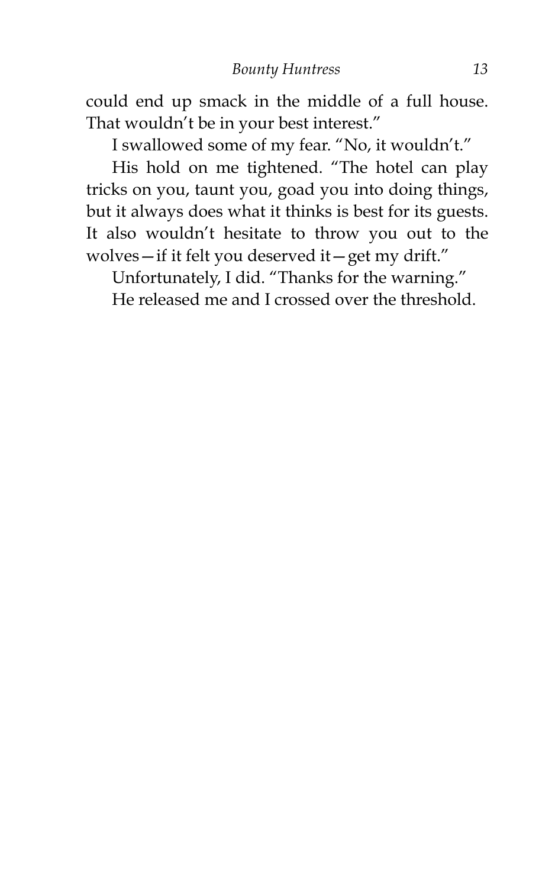could end up smack in the middle of a full house. That wouldn't be in your best interest."

I swallowed some of my fear. "No, it wouldn't."

His hold on me tightened. "The hotel can play tricks on you, taunt you, goad you into doing things, but it always does what it thinks is best for its guests. It also wouldn't hesitate to throw you out to the wolves—if it felt you deserved it—get my drift."

Unfortunately, I did. "Thanks for the warning."

He released me and I crossed over the threshold.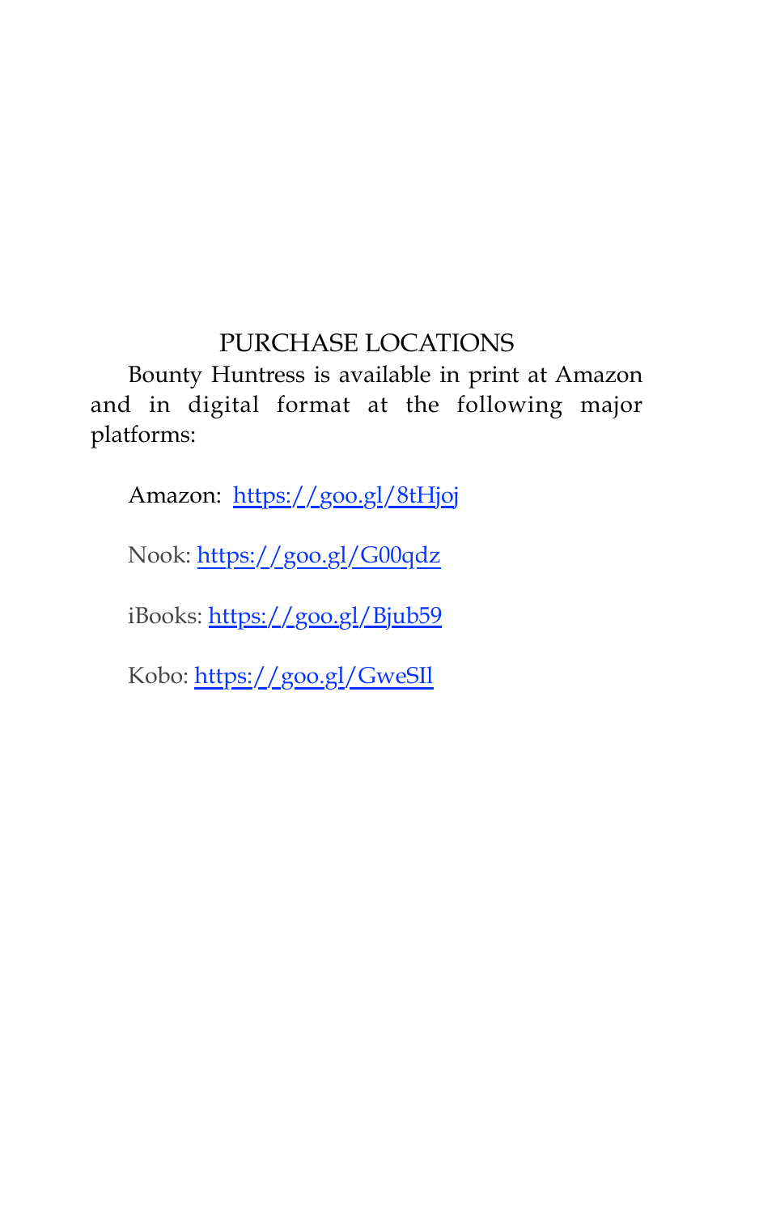# PURCHASE LOCATIONS

Bounty Huntress is available in print at Amazon and in digital format at the following major platforms:

Amazon: https://goo.gl/8tHjoj

Nook: https://goo.gl/G00qdz

iBooks: https://goo.gl/Bjub59

Kobo: https://goo.gl/GweSIl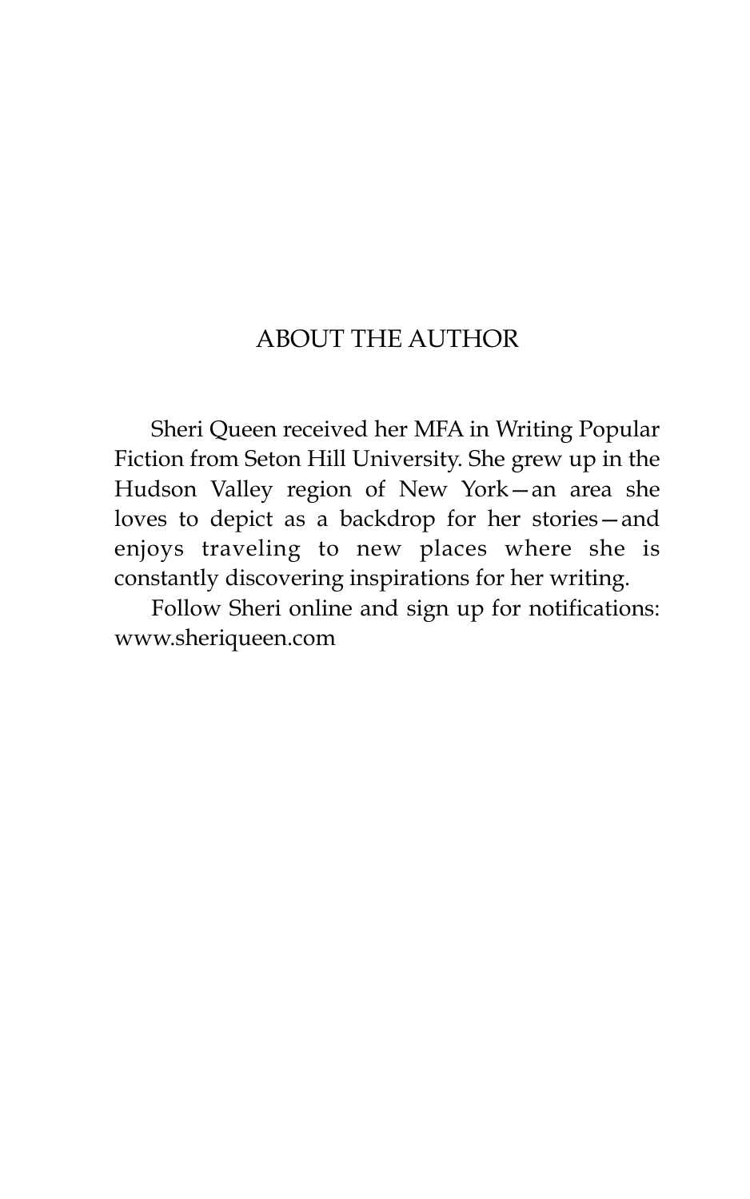## ABOUT THE AUTHOR

Sheri Queen received her MFA in Writing Popular Fiction from Seton Hill University. She grew up in the Hudson Valley region of New York—an area she loves to depict as a backdrop for her stories—and enjoys traveling to new places where she is constantly discovering inspirations for her writing.

Follow Sheri online and sign up for notifications: www.sheriqueen.com